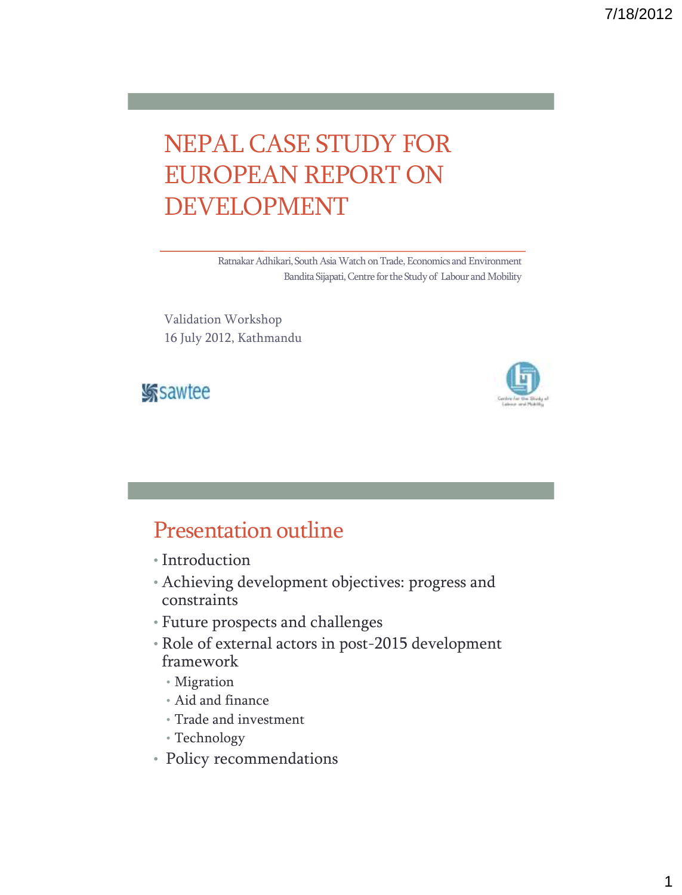# NEPAL CASE STUDY FOR EUROPEAN REPORT ON DEVELOPMENT

Ratnakar Adhikari, South Asia Watch on Trade, Economics and Environment
Bandita Sijapati, Centre for the Study of Labour and Mobility

Validation Workshop
16 July 2012, Kathmandu

sawtee

Centre for the Study of Labour and Mobility

## Presentation outline

- Introduction
- Achieving development objectives: progress and constraints
- Future prospects and challenges
- Role of external actors in post-2015 development framework
  - Migration
  - Aid and finance
  - Trade and investment
  - Technology
- Policy recommendations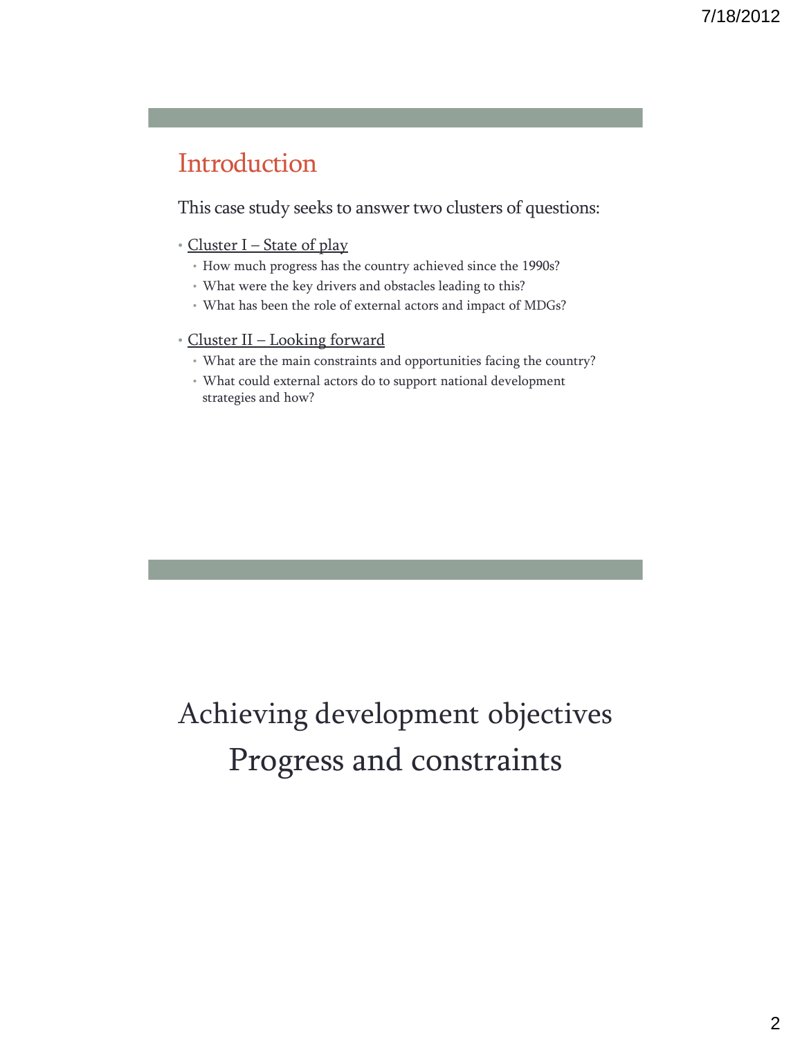## Introduction

This case study seeks to answer two clusters of questions:

- Cluster I – State of play
  - How much progress has the country achieved since the 1990s?
  - What were the key drivers and obstacles leading to this?
  - What has been the role of external actors and impact of MDGs?
- Cluster II – Looking forward
  - What are the main constraints and opportunities facing the country?
  - What could external actors do to support national development strategies and how?

## Achieving development objectives
## Progress and constraints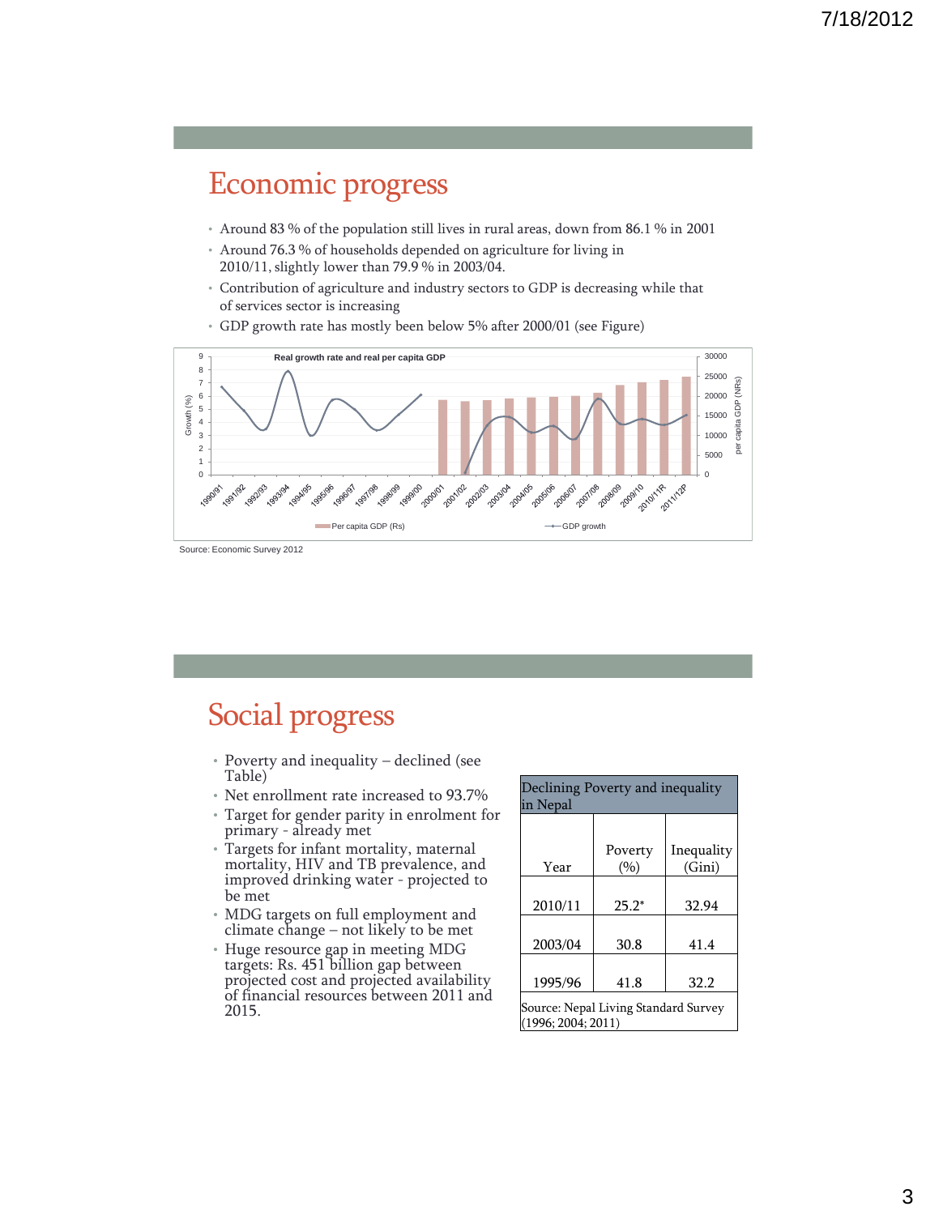# Economic progress

- Around 83 % of the population still lives in rural areas, down from 86.1 % in 2001
- Around 76.3 % of households depended on agriculture for living in 2010/11, slightly lower than 79.9 % in 2003/04.
- Contribution of agriculture and industry sectors to GDP is decreasing while that of services sector is increasing
- GDP growth rate has mostly been below 5% after 2000/01 (see Figure)

Source: Economic Survey 2012

# Social progress

- Poverty and inequality – declined (see Table)
- Net enrollment rate increased to 93.7%
- Target for gender parity in enrolment for primary - already met
- Targets for infant mortality, maternal mortality, HIV and TB prevalence, and improved drinking water - projected to be met
- MDG targets on full employment and climate change – not likely to be met
- Huge resource gap in meeting MDG targets: Rs. 451 billion gap between projected cost and projected availability of financial resources between 2011 and 2015.

| Declining Poverty and inequality in Nepal | | |
|---|---|---|
| Year | Poverty (%) | Inequality (Gini) |
| 2010/11 | 25.2* | 32.94 |
| 2003/04 | 30.8 | 41.4 |
| 1995/96 | 41.8 | 32.2 |
| Source: Nepal Living Standard Survey (1996; 2004; 2011) | | |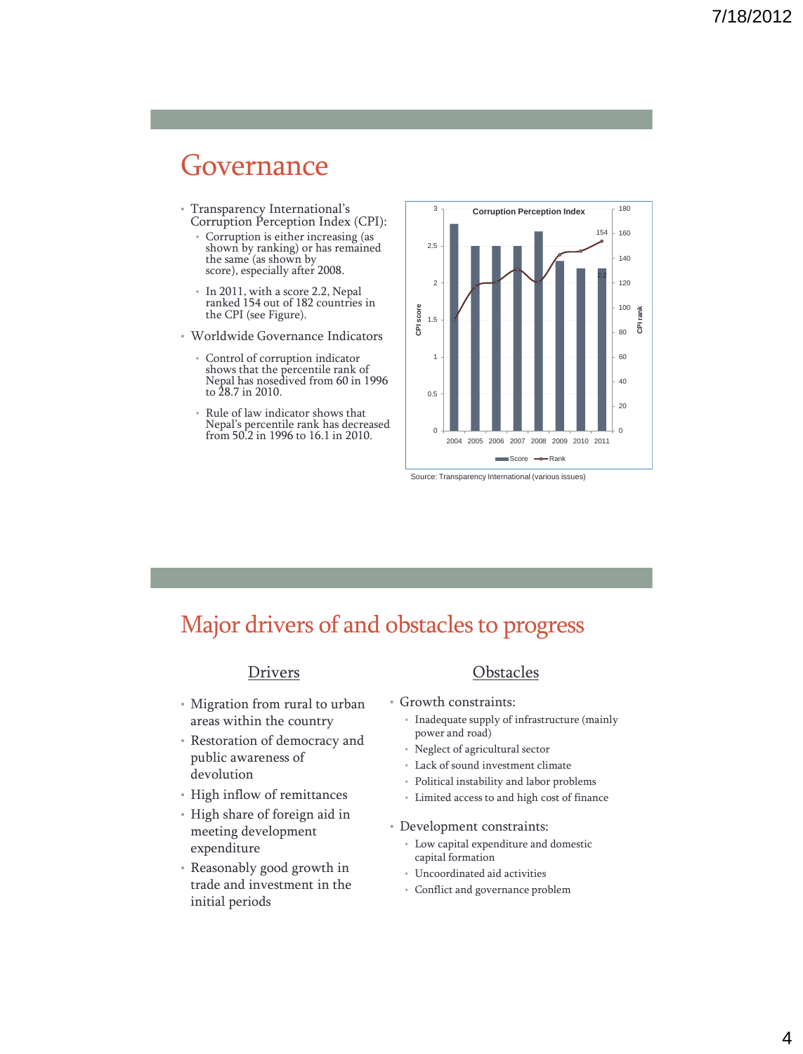# Governance

- Transparency International's Corruption Perception Index (CPI):
  - Corruption is either increasing (as shown by ranking) or has remained the same (as shown by score), especially after 2008.
  - In 2011, with a score 2.2, Nepal ranked 154 out of 182 countries in the CPI (see Figure).
- Worldwide Governance Indicators
  - Control of corruption indicator shows that the percentile rank of Nepal has nosedived from 60 in 1996 to 28.7 in 2010.
  - Rule of law indicator shows that Nepal's percentile rank has decreased from 50.2 in 1996 to 16.1 in 2010.

**Corruption Perception Index**

| Year | Score | Rank |
|---|---|---|
| 2004 | 2.8 | 90 |
| 2005 | 2.5 | 117 |
| 2006 | 2.5 | 121 |
| 2007 | 2.5 | 131 |
| 2008 | 2.7 | 121 |
| 2009 | 2.3 | 143 |
| 2010 | 2.2 | 146 |
| 2011 | 2.2 | 154 |

Source: Transparency International (various issues)

# Major drivers of and obstacles to progress

## Drivers

- Migration from rural to urban areas within the country
- Restoration of democracy and public awareness of devolution
- High inflow of remittances
- High share of foreign aid in meeting development expenditure
- Reasonably good growth in trade and investment in the initial periods

## Obstacles

- Growth constraints:
  - Inadequate supply of infrastructure (mainly power and road)
  - Neglect of agricultural sector
  - Lack of sound investment climate
  - Political instability and labor problems
  - Limited access to and high cost of finance
- Development constraints:
  - Low capital expenditure and domestic capital formation
  - Uncoordinated aid activities
  - Conflict and governance problem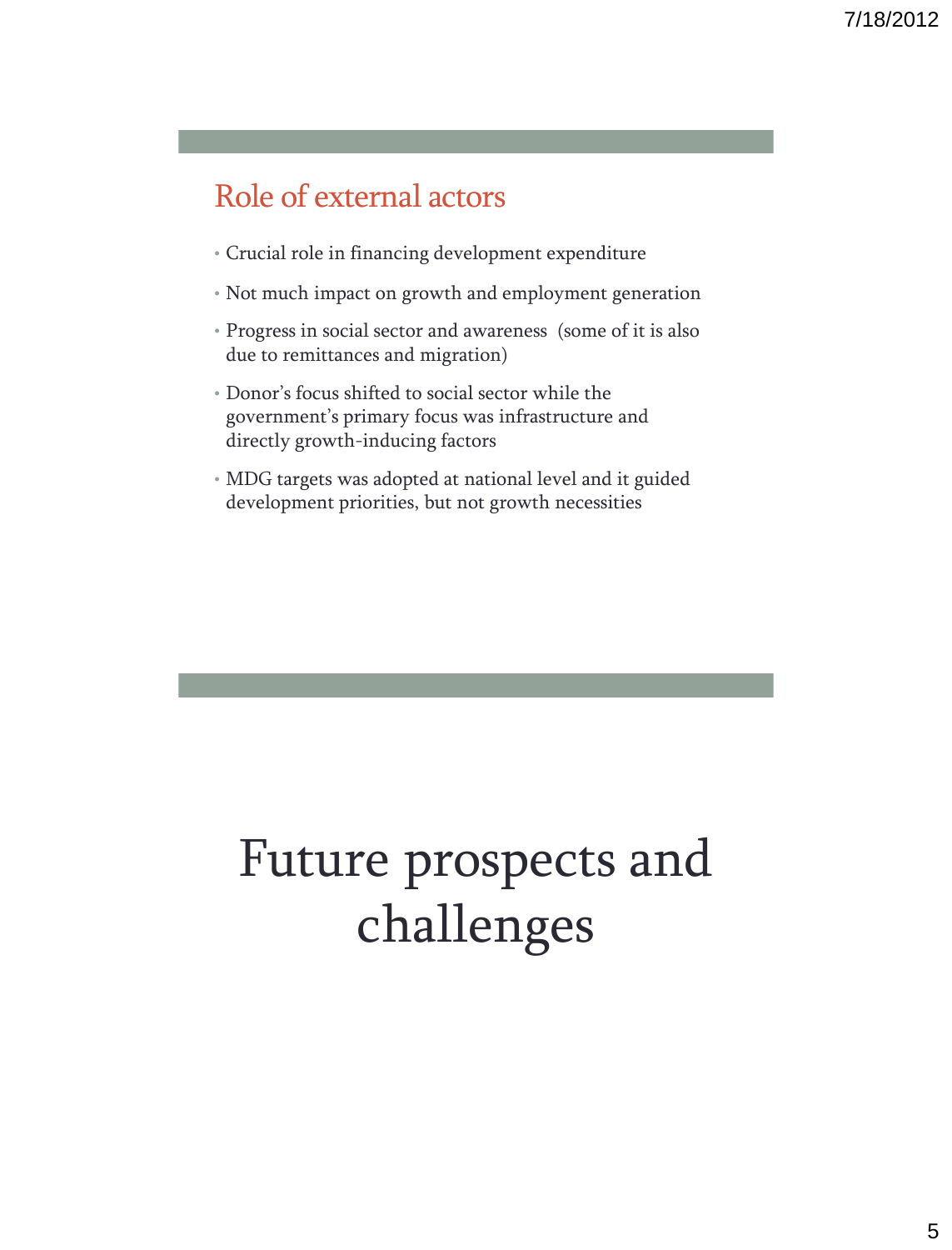## Role of external actors

- Crucial role in financing development expenditure
- Not much impact on growth and employment generation
- Progress in social sector and awareness (some of it is also due to remittances and migration)
- Donor's focus shifted to social sector while the government's primary focus was infrastructure and directly growth-inducing factors
- MDG targets was adopted at national level and it guided development priorities, but not growth necessities

# Future prospects and challenges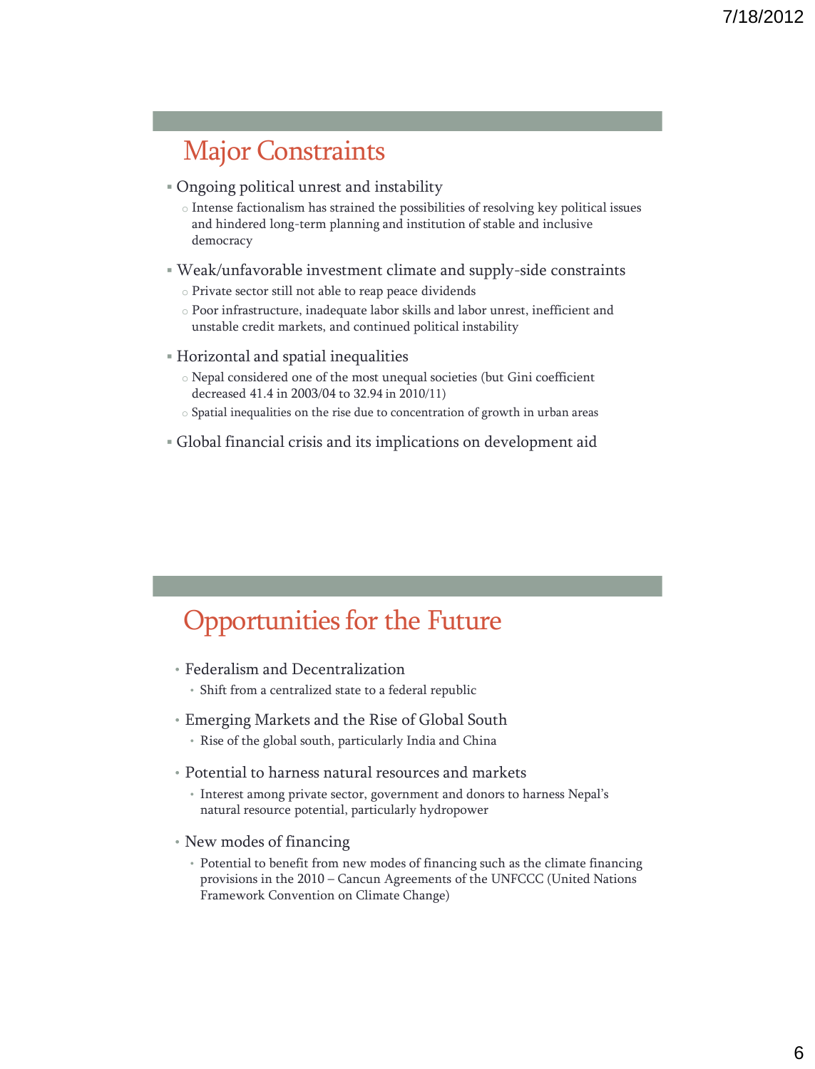## Major Constraints

- Ongoing political unrest and instability
  - Intense factionalism has strained the possibilities of resolving key political issues and hindered long-term planning and institution of stable and inclusive democracy
- Weak/unfavorable investment climate and supply-side constraints
  - Private sector still not able to reap peace dividends
  - Poor infrastructure, inadequate labor skills and labor unrest, inefficient and unstable credit markets, and continued political instability
- Horizontal and spatial inequalities
  - Nepal considered one of the most unequal societies (but Gini coefficient decreased 41.4 in 2003/04 to 32.94 in 2010/11)
  - Spatial inequalities on the rise due to concentration of growth in urban areas
- Global financial crisis and its implications on development aid

## Opportunities for the Future

- Federalism and Decentralization
  - Shift from a centralized state to a federal republic
- Emerging Markets and the Rise of Global South
  - Rise of the global south, particularly India and China
- Potential to harness natural resources and markets
  - Interest among private sector, government and donors to harness Nepal's natural resource potential, particularly hydropower
- New modes of financing
  - Potential to benefit from new modes of financing such as the climate financing provisions in the 2010 – Cancun Agreements of the UNFCCC (United Nations Framework Convention on Climate Change)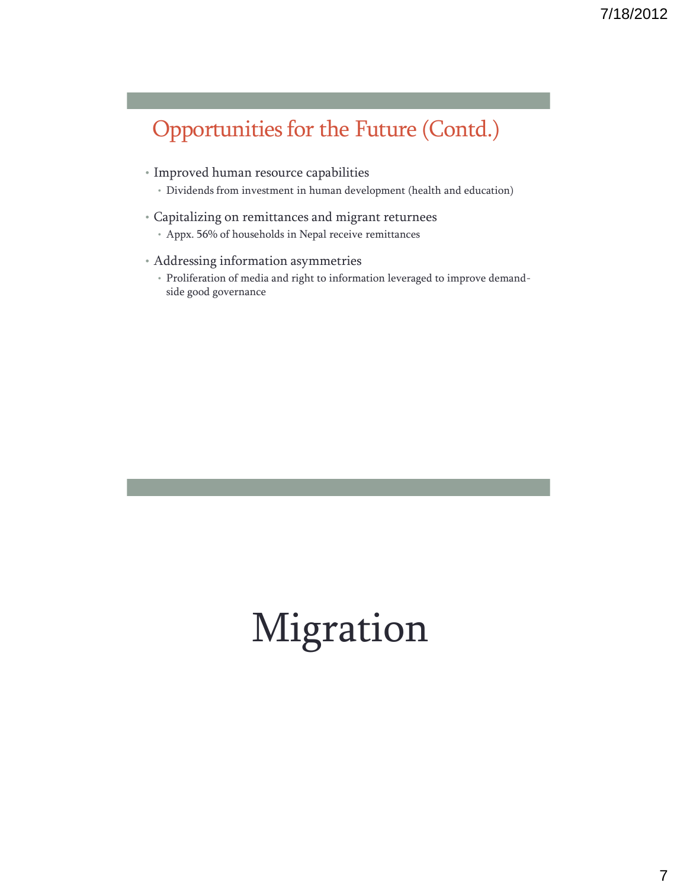## Opportunities for the Future (Contd.)

- Improved human resource capabilities
  - Dividends from investment in human development (health and education)
- Capitalizing on remittances and migrant returnees
  - Appx. 56% of households in Nepal receive remittances
- Addressing information asymmetries
  - Proliferation of media and right to information leveraged to improve demand-side good governance

# Migration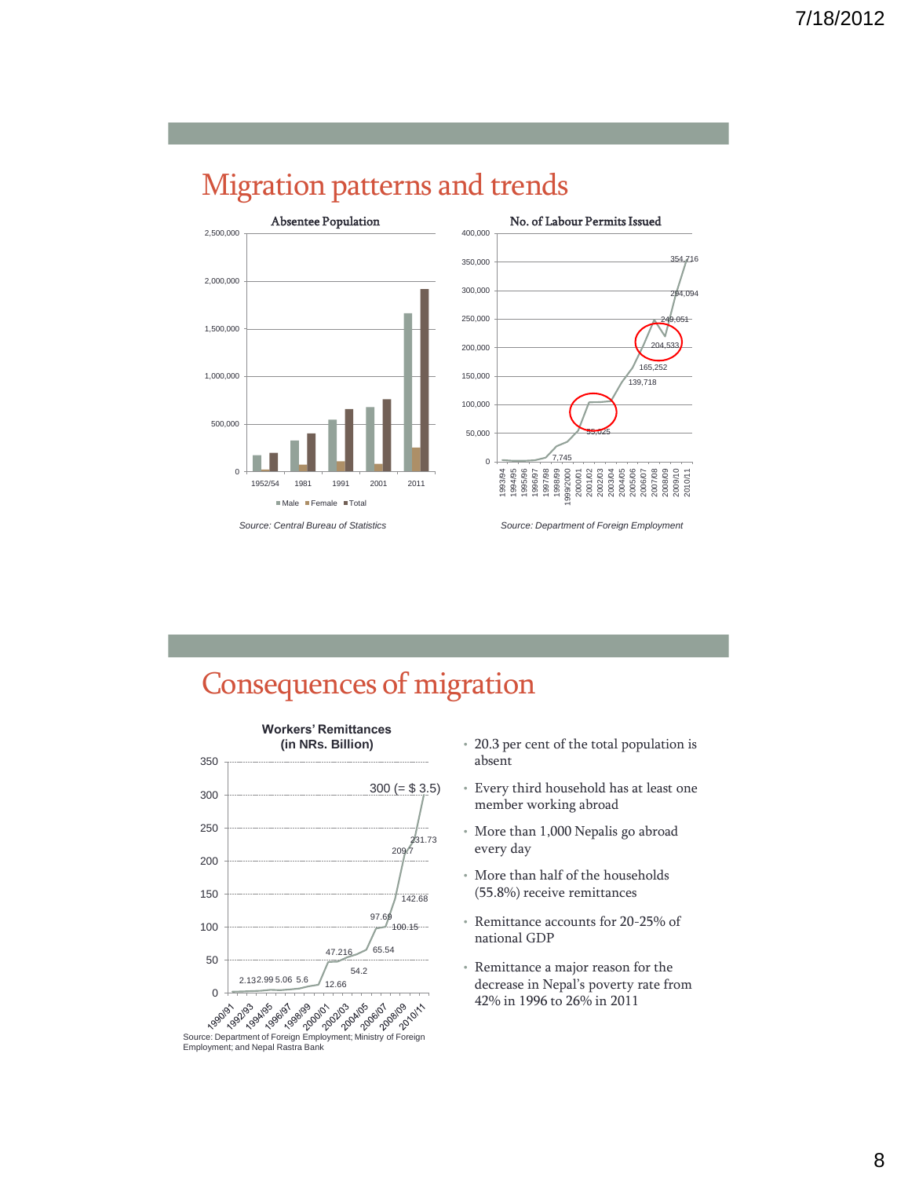## Migration patterns and trends

**Absentee Population**

Source: Central Bureau of Statistics

**No. of Labour Permits Issued**

Source: Department of Foreign Employment

## Consequences of migration

**Workers' Remittances (in NRs. Billion)**

Source: Department of Foreign Employment; Ministry of Foreign Employment; and Nepal Rastra Bank

- 20.3 per cent of the total population is absent
- Every third household has at least one member working abroad
- More than 1,000 Nepalis go abroad every day
- More than half of the households (55.8%) receive remittances
- Remittance accounts for 20-25% of national GDP
- Remittance a major reason for the decrease in Nepal's poverty rate from 42% in 1996 to 26% in 2011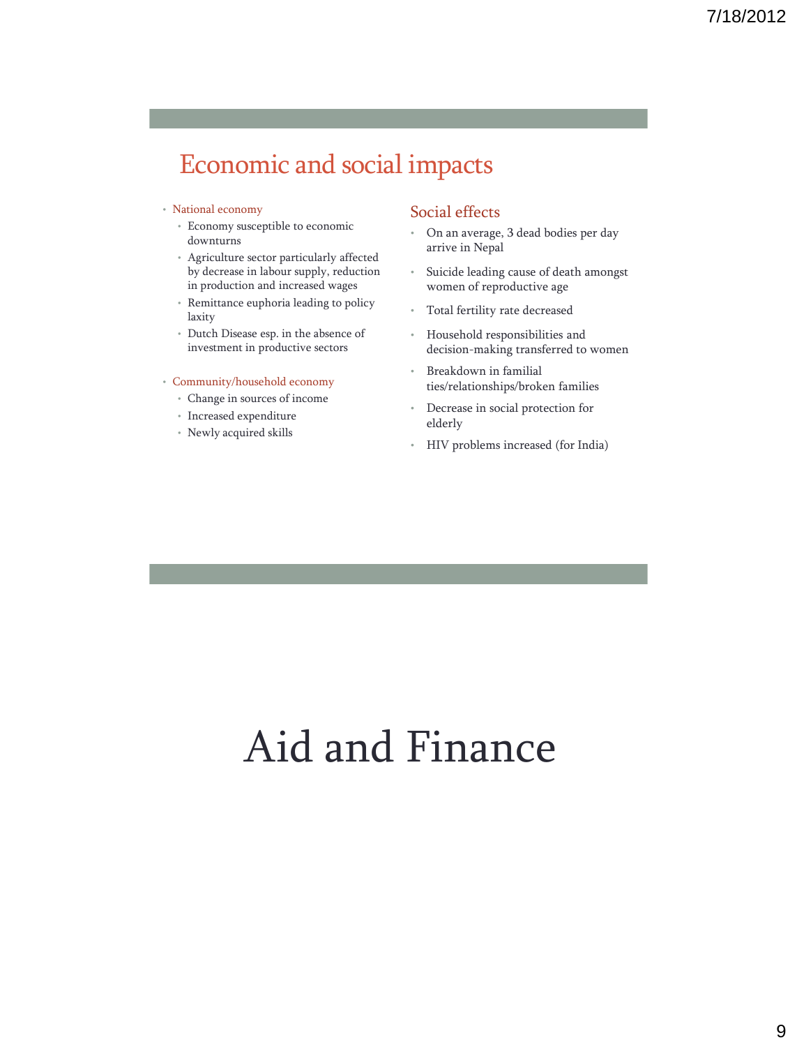## Economic and social impacts

- National economy
  - Economy susceptible to economic downturns
  - Agriculture sector particularly affected by decrease in labour supply, reduction in production and increased wages
  - Remittance euphoria leading to policy laxity
  - Dutch Disease esp. in the absence of investment in productive sectors

- Community/household economy
  - Change in sources of income
  - Increased expenditure
  - Newly acquired skills

### Social effects

- On an average, 3 dead bodies per day arrive in Nepal
- Suicide leading cause of death amongst women of reproductive age
- Total fertility rate decreased
- Household responsibilities and decision-making transferred to women
- Breakdown in familial ties/relationships/broken families
- Decrease in social protection for elderly
- HIV problems increased (for India)

# Aid and Finance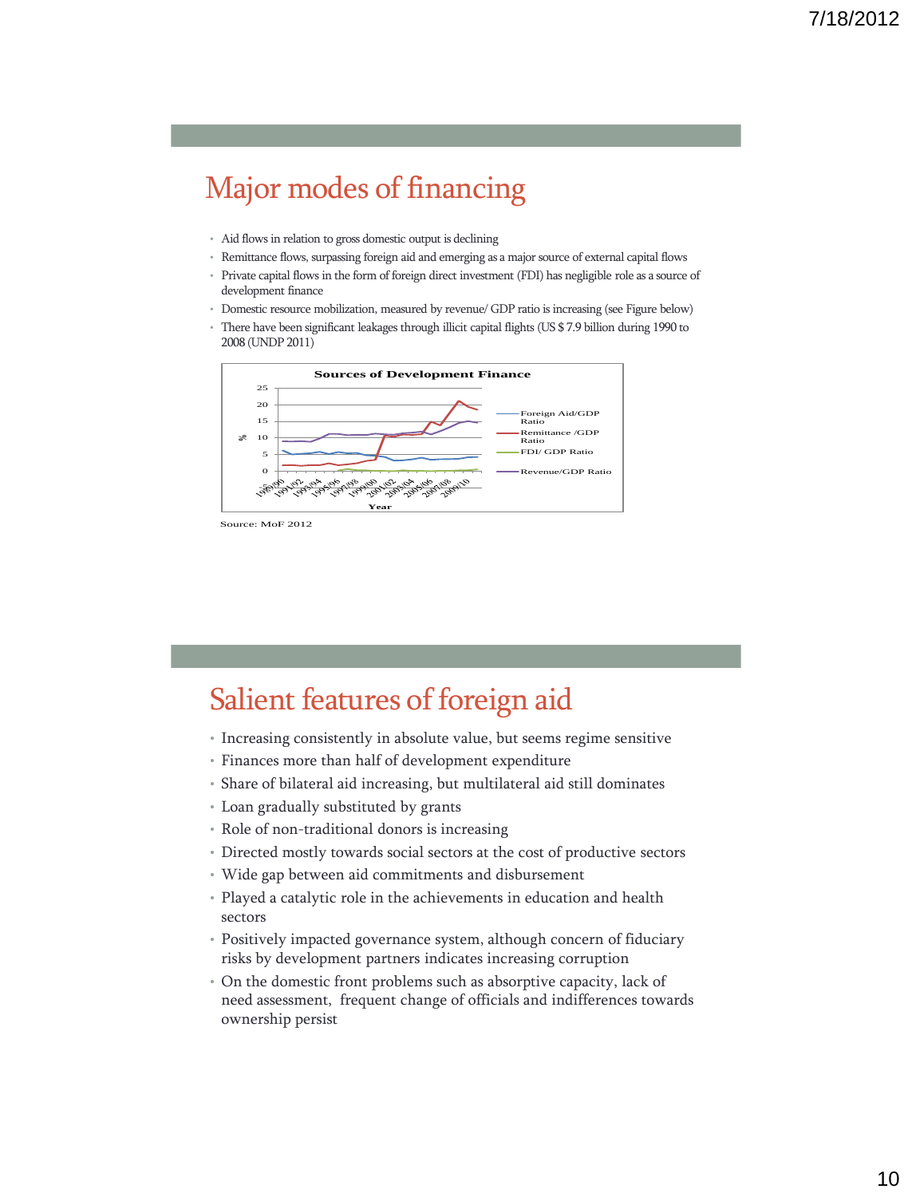# Major modes of financing

- Aid flows in relation to gross domestic output is declining
- Remittance flows, surpassing foreign aid and emerging as a major source of external capital flows
- Private capital flows in the form of foreign direct investment (FDI) has negligible role as a source of development finance
- Domestic resource mobilization, measured by revenue/ GDP ratio is increasing (see Figure below)
- There have been significant leakages through illicit capital flights (US $ 7.9 billion during 1990 to 2008 (UNDP 2011)

**Sources of Development Finance**

Legend: Foreign Aid/GDP Ratio; Remittance /GDP Ratio; FDI/ GDP Ratio; Revenue/GDP Ratio

Y-axis: % (0–25); X-axis: Year (1989/90 – 2009/10)

Source: MoF 2012

# Salient features of foreign aid

- Increasing consistently in absolute value, but seems regime sensitive
- Finances more than half of development expenditure
- Share of bilateral aid increasing, but multilateral aid still dominates
- Loan gradually substituted by grants
- Role of non-traditional donors is increasing
- Directed mostly towards social sectors at the cost of productive sectors
- Wide gap between aid commitments and disbursement
- Played a catalytic role in the achievements in education and health sectors
- Positively impacted governance system, although concern of fiduciary risks by development partners indicates increasing corruption
- On the domestic front problems such as absorptive capacity, lack of need assessment, frequent change of officials and indifferences towards ownership persist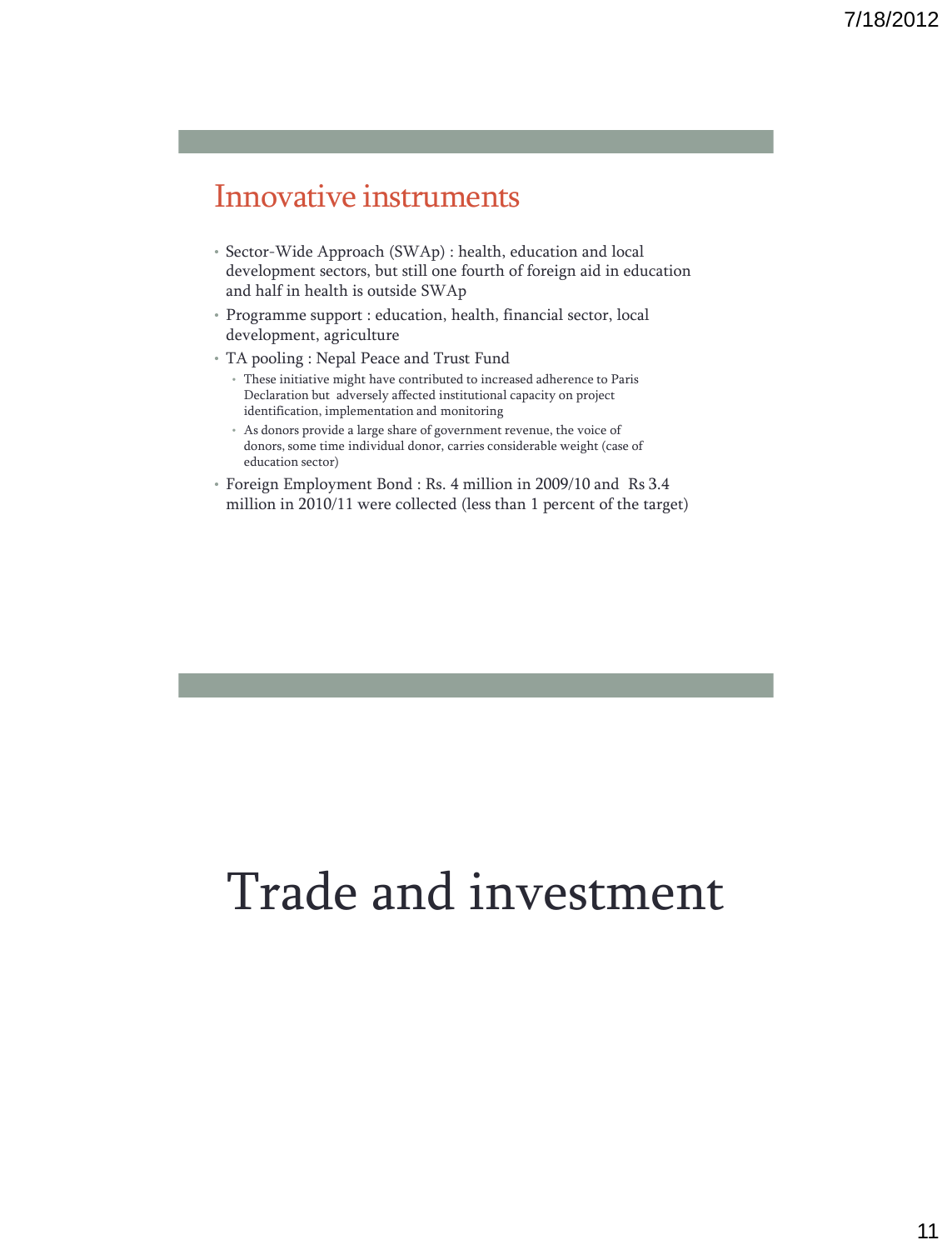## Innovative instruments

- Sector-Wide Approach (SWAp) : health, education and local development sectors, but still one fourth of foreign aid in education and half in health is outside SWAp
- Programme support : education, health, financial sector, local development, agriculture
- TA pooling : Nepal Peace and Trust Fund
  - These initiative might have contributed to increased adherence to Paris Declaration but adversely affected institutional capacity on project identification, implementation and monitoring
  - As donors provide a large share of government revenue, the voice of donors, some time individual donor, carries considerable weight (case of education sector)
- Foreign Employment Bond : Rs. 4 million in 2009/10 and Rs 3.4 million in 2010/11 were collected (less than 1 percent of the target)

# Trade and investment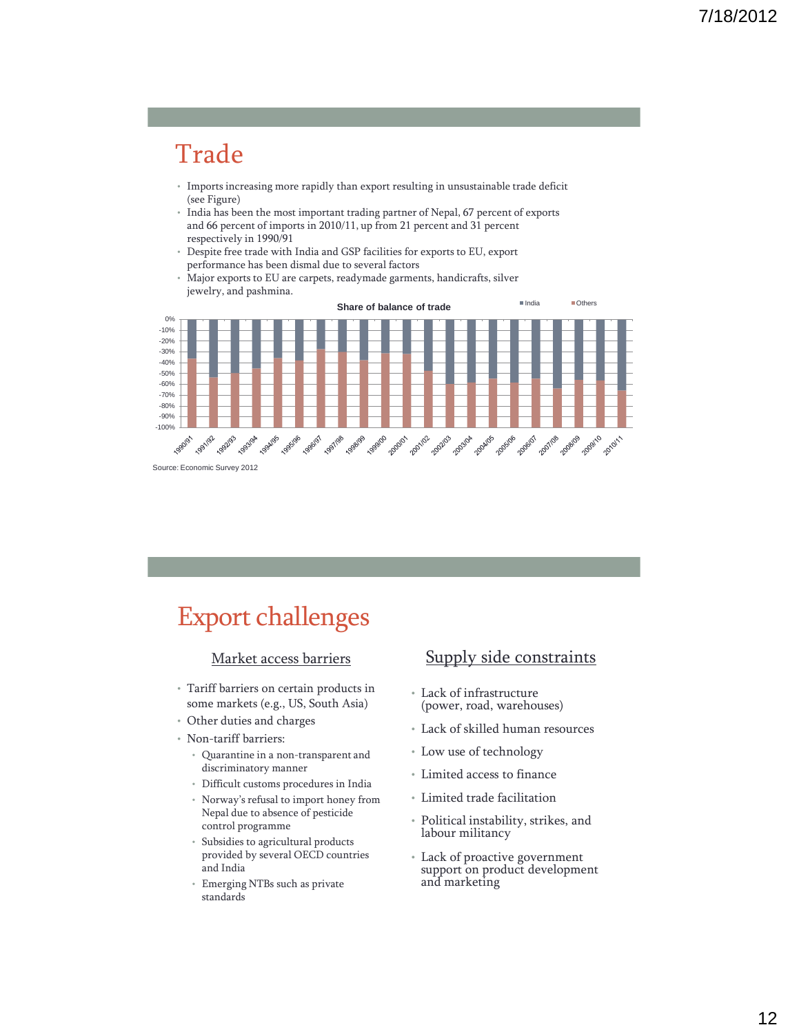# Trade

- Imports increasing more rapidly than export resulting in unsustainable trade deficit (see Figure)
- India has been the most important trading partner of Nepal, 67 percent of exports and 66 percent of imports in 2010/11, up from 21 percent and 31 percent respectively in 1990/91
- Despite free trade with India and GSP facilities for exports to EU, export performance has been dismal due to several factors
- Major exports to EU are carpets, readymade garments, handicrafts, silver jewelry, and pashmina.

**Share of balance of trade**

■ India ■ Others

Source: Economic Survey 2012

# Export challenges

## Market access barriers

- Tariff barriers on certain products in some markets (e.g., US, South Asia)
- Other duties and charges
- Non-tariff barriers:
  - Quarantine in a non-transparent and discriminatory manner
  - Difficult customs procedures in India
  - Norway's refusal to import honey from Nepal due to absence of pesticide control programme
  - Subsidies to agricultural products provided by several OECD countries and India
  - Emerging NTBs such as private standards

## Supply side constraints

- Lack of infrastructure (power, road, warehouses)
- Lack of skilled human resources
- Low use of technology
- Limited access to finance
- Limited trade facilitation
- Political instability, strikes, and labour militancy
- Lack of proactive government support on product development and marketing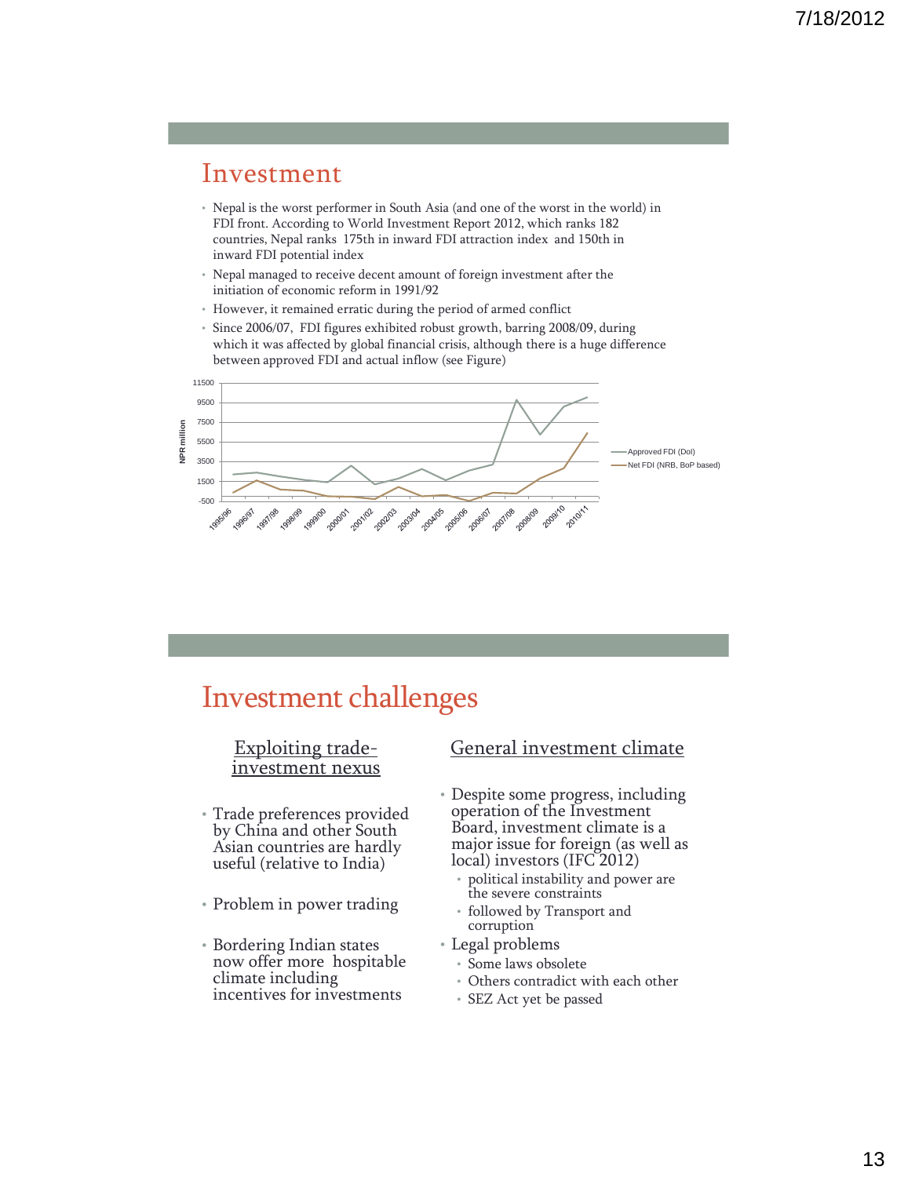# Investment

- Nepal is the worst performer in South Asia (and one of the worst in the world) in FDI front. According to World Investment Report 2012, which ranks 182 countries, Nepal ranks 175th in inward FDI attraction index and 150th in inward FDI potential index
- Nepal managed to receive decent amount of foreign investment after the initiation of economic reform in 1991/92
- However, it remained erratic during the period of armed conflict
- Since 2006/07, FDI figures exhibited robust growth, barring 2008/09, during which it was affected by global financial crisis, although there is a huge difference between approved FDI and actual inflow (see Figure)

NPR million

11500
9500
7500
5500
3500
1500
-500

1995/96 1996/97 1997/98 1998/99 1999/00 2000/01 2001/02 2002/03 2003/04 2004/05 2005/06 2006/07 2007/08 2008/09 2009/10 2010/11

Approved FDI (DoI)
Net FDI (NRB, BoP based)

# Investment challenges

## Exploiting trade-investment nexus

- Trade preferences provided by China and other South Asian countries are hardly useful (relative to India)
- Problem in power trading
- Bordering Indian states now offer more hospitable climate including incentives for investments

## General investment climate

- Despite some progress, including operation of the Investment Board, investment climate is a major issue for foreign (as well as local) investors (IFC 2012)
  - political instability and power are the severe constraints
  - followed by Transport and corruption
- Legal problems
  - Some laws obsolete
  - Others contradict with each other
  - SEZ Act yet be passed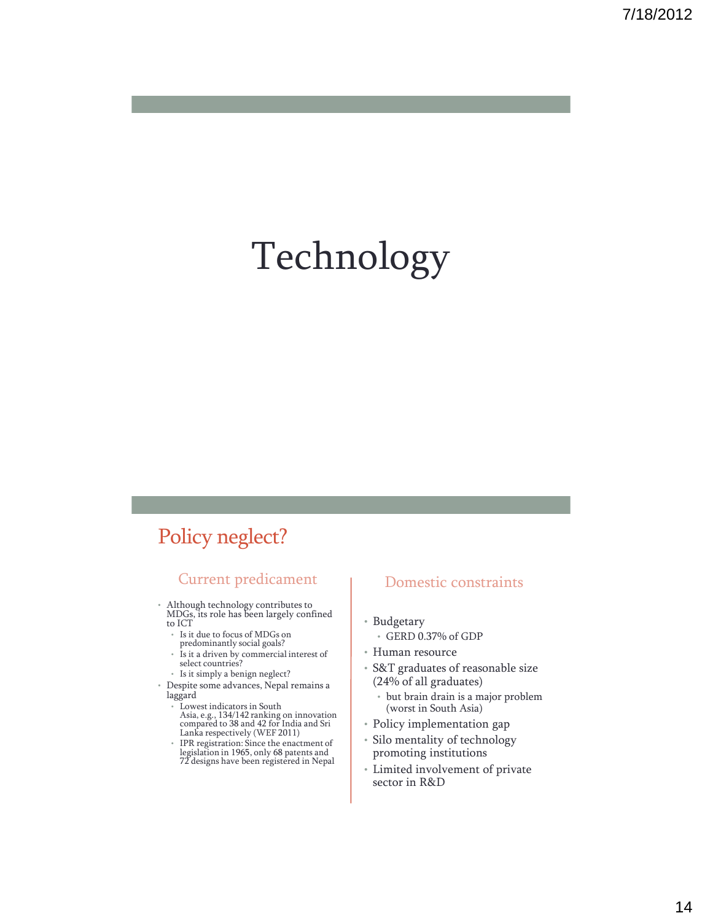# Technology

## Policy neglect?

### Current predicament

- Although technology contributes to MDGs, its role has been largely confined to ICT
  - Is it due to focus of MDGs on predominantly social goals?
  - Is it a driven by commercial interest of select countries?
  - Is it simply a benign neglect?
- Despite some advances, Nepal remains a laggard
  - Lowest indicators in South Asia, e.g., 134/142 ranking on innovation compared to 38 and 42 for India and Sri Lanka respectively (WEF 2011)
  - IPR registration: Since the enactment of legislation in 1965, only 68 patents and 72 designs have been registered in Nepal

### Domestic constraints

- Budgetary
  - GERD 0.37% of GDP
- Human resource
- S&T graduates of reasonable size (24% of all graduates)
  - but brain drain is a major problem (worst in South Asia)
- Policy implementation gap
- Silo mentality of technology promoting institutions
- Limited involvement of private sector in R&D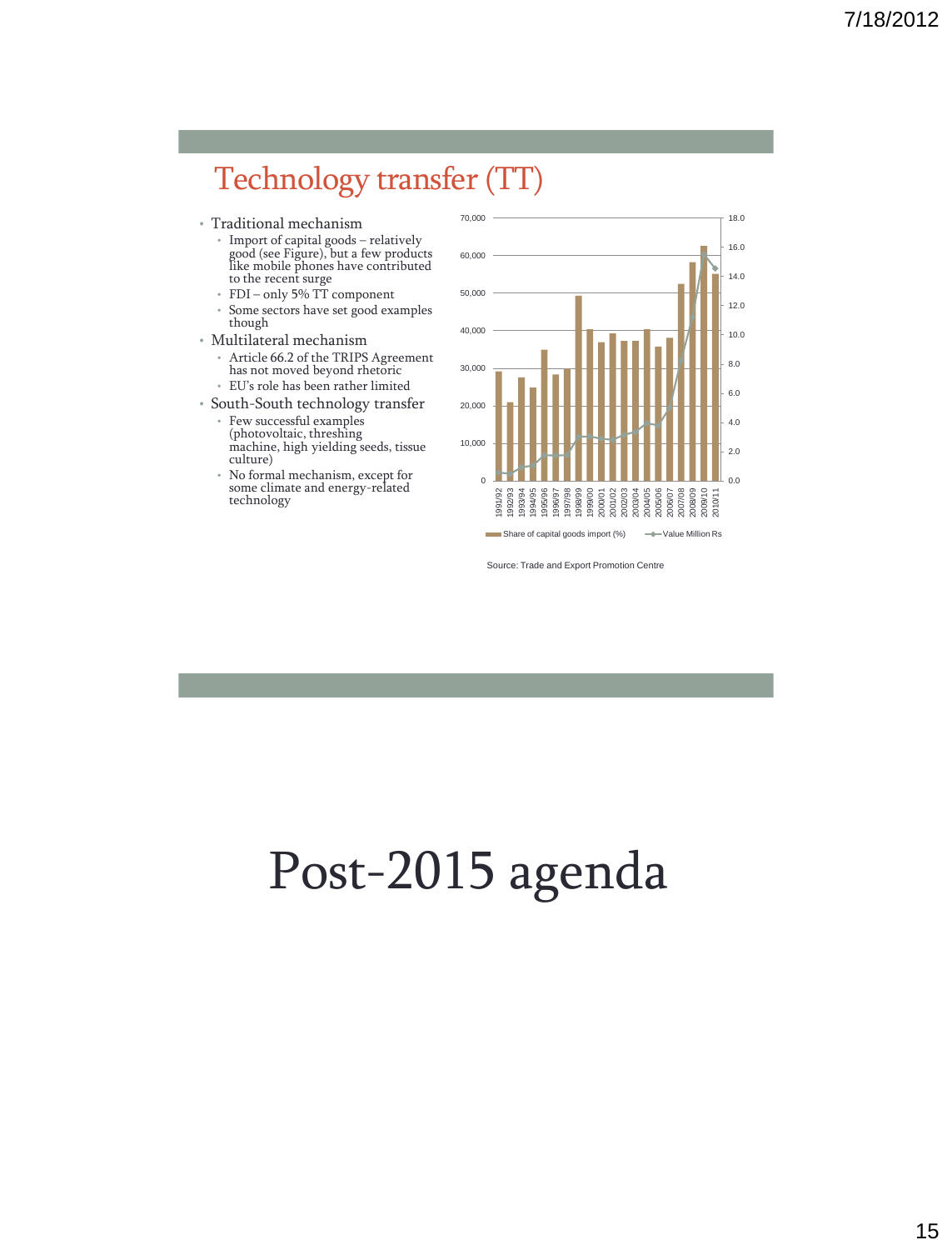# Technology transfer (TT)

- Traditional mechanism
  - Import of capital goods – relatively good (see Figure), but a few products like mobile phones have contributed to the recent surge
  - FDI – only 5% TT component
  - Some sectors have set good examples though
- Multilateral mechanism
  - Article 66.2 of the TRIPS Agreement has not moved beyond rhetoric
  - EU's role has been rather limited
- South-South technology transfer
  - Few successful examples (photovoltaic, threshing machine, high yielding seeds, tissue culture)
  - No formal mechanism, except for some climate and energy-related technology

Source: Trade and Export Promotion Centre

# Post-2015 agenda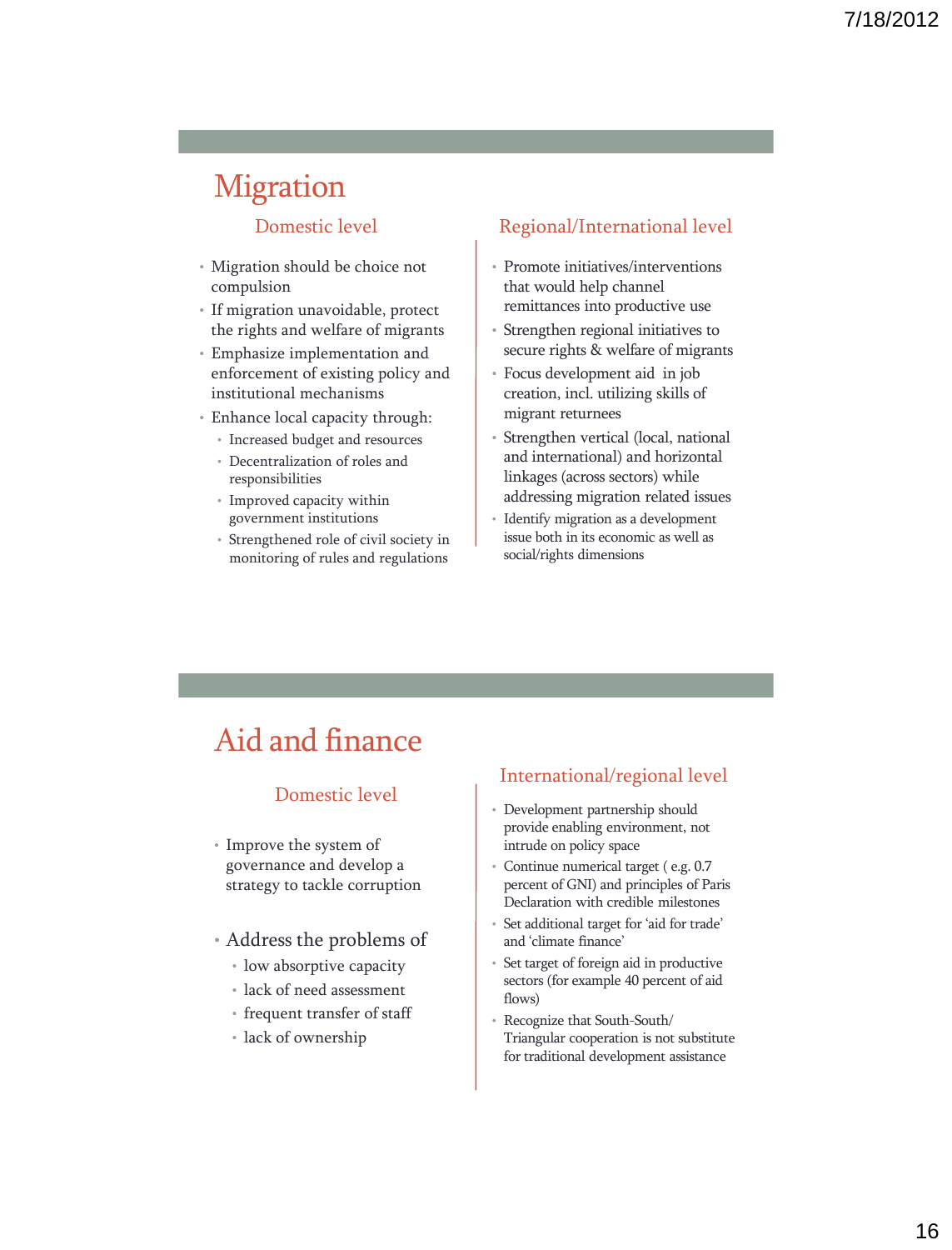# Migration

### Domestic level

- Migration should be choice not compulsion
- If migration unavoidable, protect the rights and welfare of migrants
- Emphasize implementation and enforcement of existing policy and institutional mechanisms
- Enhance local capacity through:
  - Increased budget and resources
  - Decentralization of roles and responsibilities
  - Improved capacity within government institutions
  - Strengthened role of civil society in monitoring of rules and regulations

### Regional/International level

- Promote initiatives/interventions that would help channel remittances into productive use
- Strengthen regional initiatives to secure rights & welfare of migrants
- Focus development aid in job creation, incl. utilizing skills of migrant returnees
- Strengthen vertical (local, national and international) and horizontal linkages (across sectors) while addressing migration related issues
- Identify migration as a development issue both in its economic as well as social/rights dimensions

# Aid and finance

### Domestic level

- Improve the system of governance and develop a strategy to tackle corruption
- Address the problems of
  - low absorptive capacity
  - lack of need assessment
  - frequent transfer of staff
  - lack of ownership

### International/regional level

- Development partnership should provide enabling environment, not intrude on policy space
- Continue numerical target ( e.g. 0.7 percent of GNI) and principles of Paris Declaration with credible milestones
- Set additional target for 'aid for trade' and 'climate finance'
- Set target of foreign aid in productive sectors (for example 40 percent of aid flows)
- Recognize that South-South/ Triangular cooperation is not substitute for traditional development assistance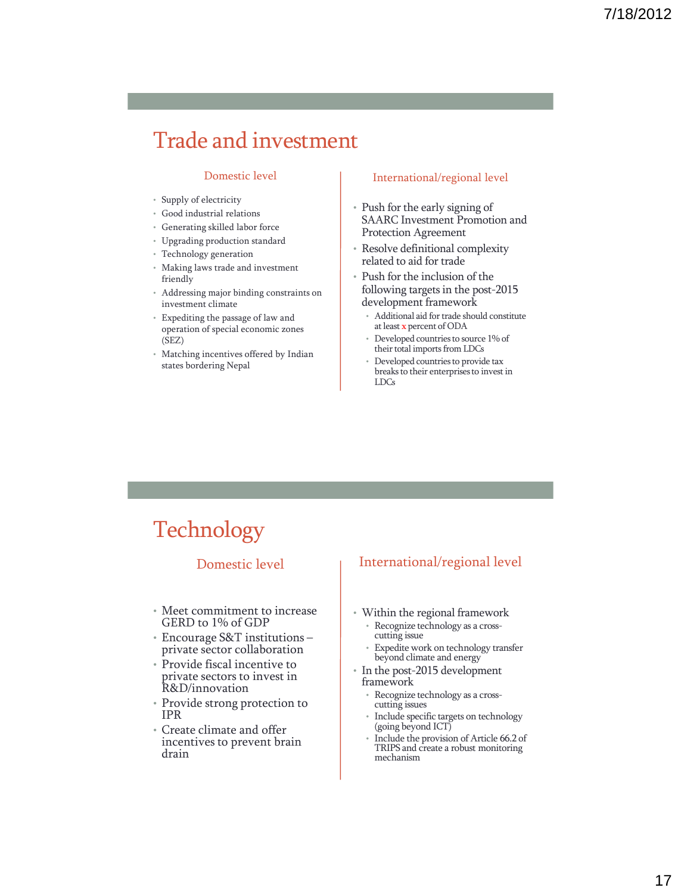# Trade and investment

### Domestic level

- Supply of electricity
- Good industrial relations
- Generating skilled labor force
- Upgrading production standard
- Technology generation
- Making laws trade and investment friendly
- Addressing major binding constraints on investment climate
- Expediting the passage of law and operation of special economic zones (SEZ)
- Matching incentives offered by Indian states bordering Nepal

### International/regional level

- Push for the early signing of SAARC Investment Promotion and Protection Agreement
- Resolve definitional complexity related to aid for trade
- Push for the inclusion of the following targets in the post-2015 development framework
  - Additional aid for trade should constitute at least x percent of ODA
  - Developed countries to source 1% of their total imports from LDCs
  - Developed countries to provide tax breaks to their enterprises to invest in LDCs

# Technology

### Domestic level

- Meet commitment to increase GERD to 1% of GDP
- Encourage S&T institutions – private sector collaboration
- Provide fiscal incentive to private sectors to invest in R&D/innovation
- Provide strong protection to IPR
- Create climate and offer incentives to prevent brain drain

### International/regional level

- Within the regional framework
  - Recognize technology as a cross-cutting issue
  - Expedite work on technology transfer beyond climate and energy
- In the post-2015 development framework
  - Recognize technology as a cross-cutting issues
  - Include specific targets on technology (going beyond ICT)
  - Include the provision of Article 66.2 of TRIPS and create a robust monitoring mechanism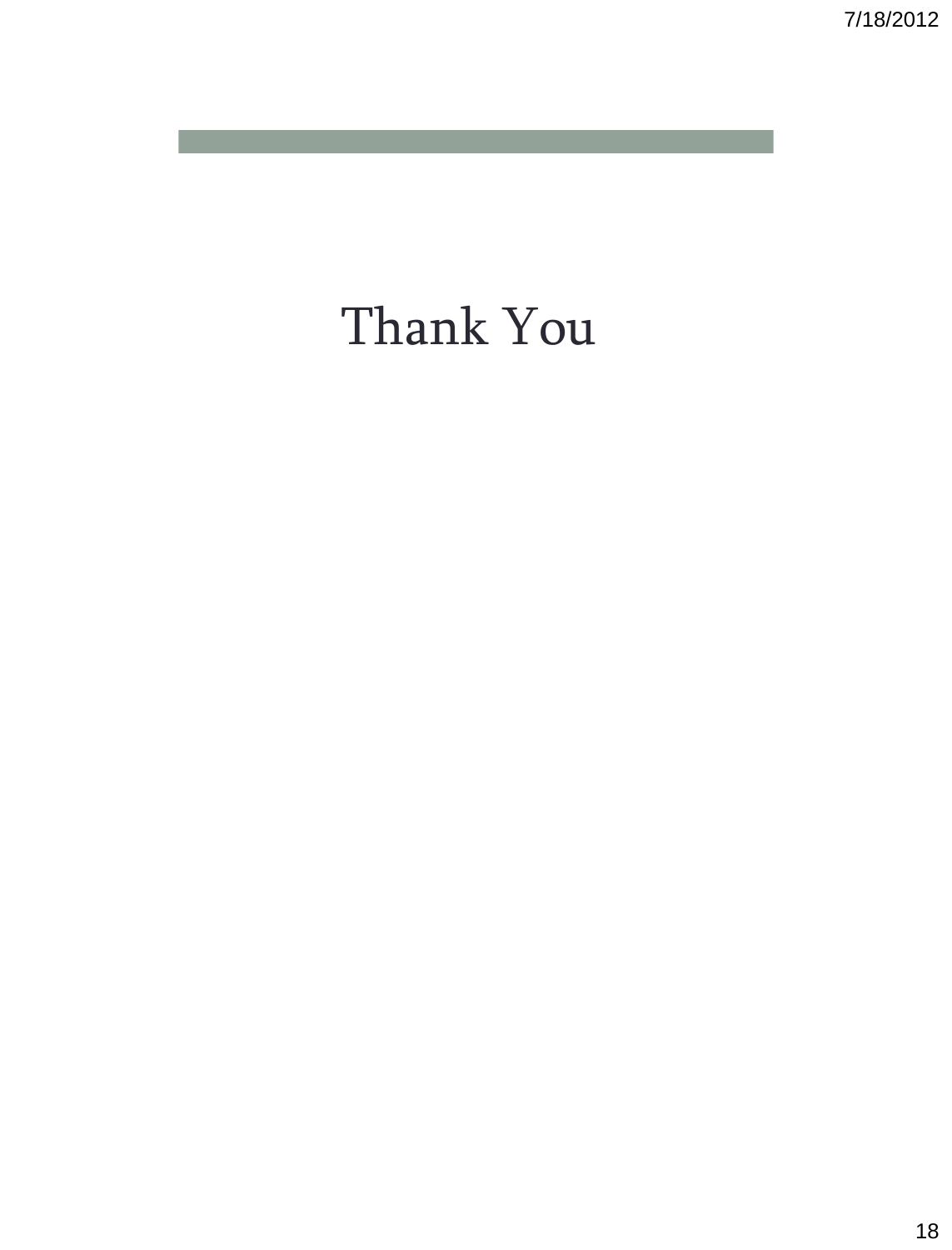# Thank You